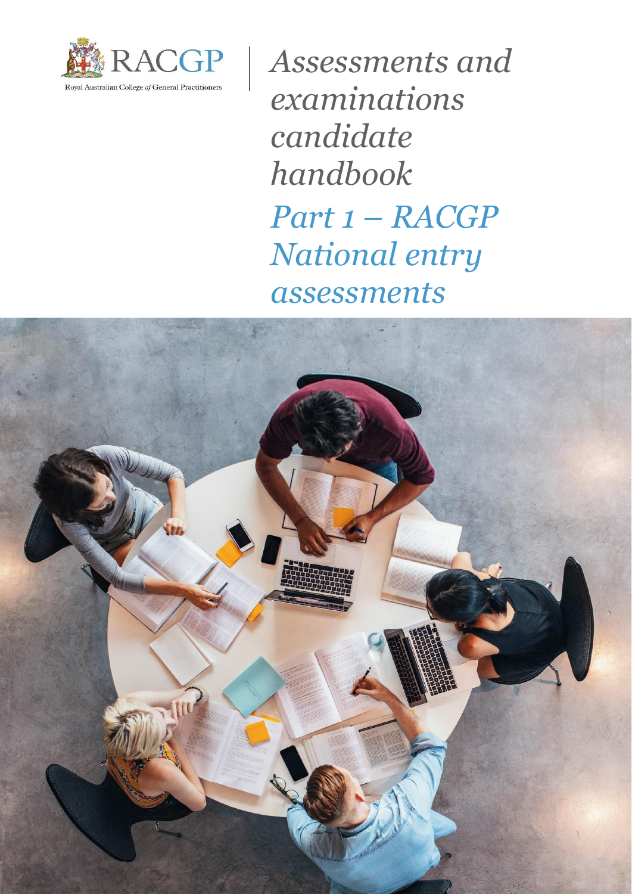RACGP

Royal Australian College *of* General Practitioners

# *Assessments and examinations candidate handbook*

## *Part 1 – RACGP National entry assessments*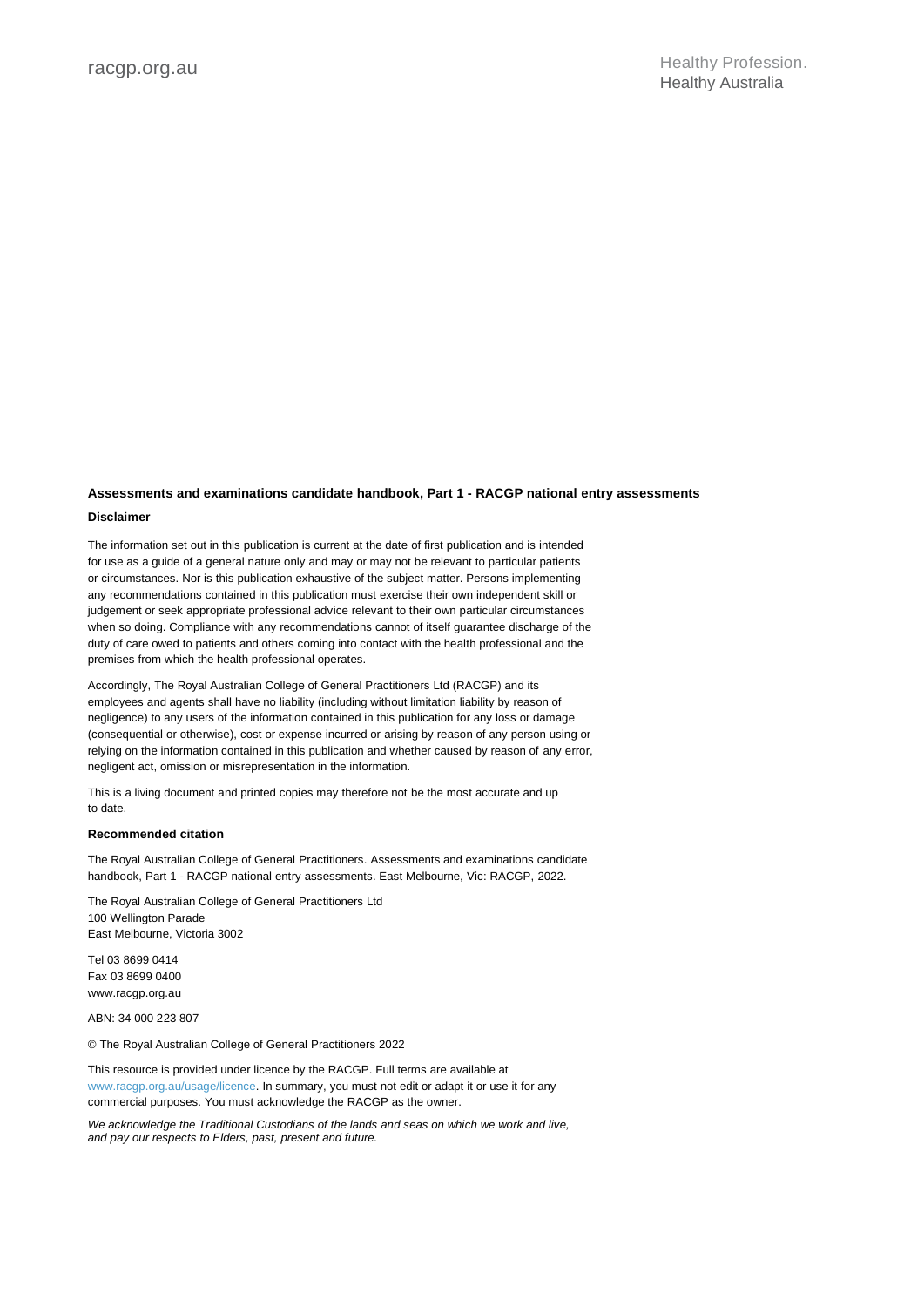**Assessments and examinations candidate handbook, Part 1 - RACGP national entry assessments**

**Disclaimer**

The information set out in this publication is current at the date of first publication and is intended for use as a guide of a general nature only and may or may not be relevant to particular patients or circumstances. Nor is this publication exhaustive of the subject matter. Persons implementing any recommendations contained in this publication must exercise their own independent skill or judgement or seek appropriate professional advice relevant to their own particular circumstances when so doing. Compliance with any recommendations cannot of itself guarantee discharge of the duty of care owed to patients and others coming into contact with the health professional and the premises from which the health professional operates.

Accordingly, The Royal Australian College of General Practitioners Ltd (RACGP) and its employees and agents shall have no liability (including without limitation liability by reason of negligence) to any users of the information contained in this publication for any loss or damage (consequential or otherwise), cost or expense incurred or arising by reason of any person using or relying on the information contained in this publication and whether caused by reason of any error, negligent act, omission or misrepresentation in the information.

This is a living document and printed copies may therefore not be the most accurate and up to date.

**Recommended citation**

The Royal Australian College of General Practitioners. Assessments and examinations candidate handbook, Part 1 - RACGP national entry assessments. East Melbourne, Vic: RACGP, 2022.

The Royal Australian College of General Practitioners Ltd
100 Wellington Parade
East Melbourne, Victoria 3002

Tel 03 8699 0414
Fax 03 8699 0400
www.racgp.org.au

ABN: 34 000 223 807

© The Royal Australian College of General Practitioners 2022

This resource is provided under licence by the RACGP. Full terms are available at www.racgp.org.au/usage/licence. In summary, you must not edit or adapt it or use it for any commercial purposes. You must acknowledge the RACGP as the owner.

*We acknowledge the Traditional Custodians of the lands and seas on which we work and live, and pay our respects to Elders, past, present and future.*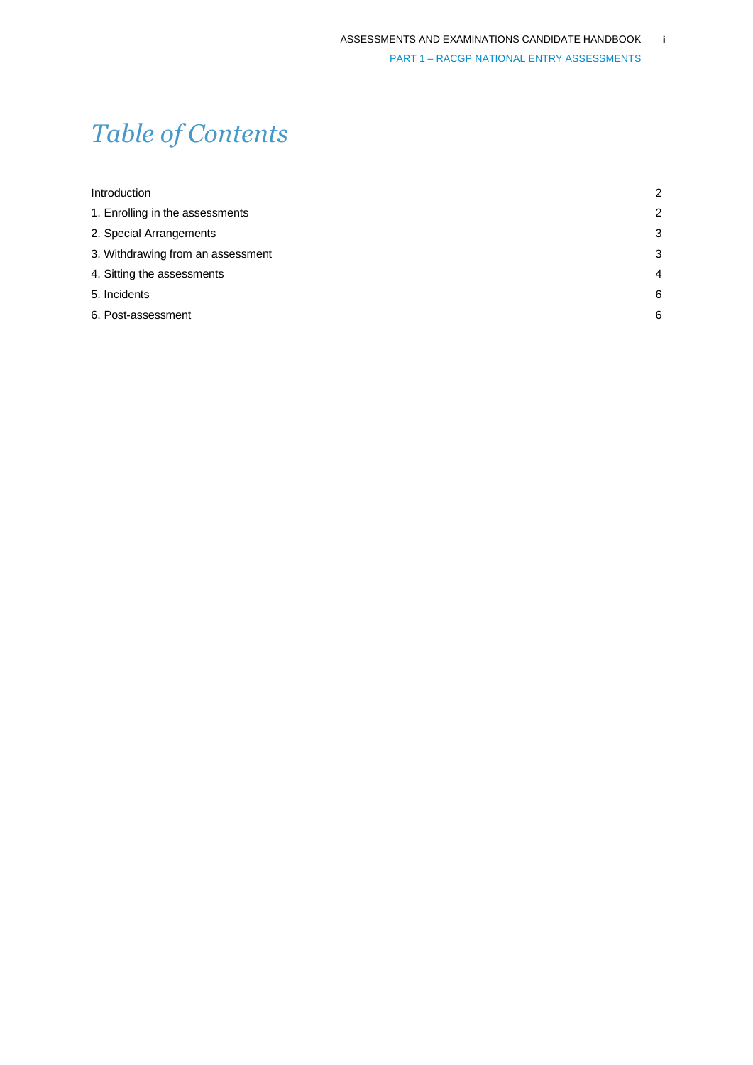# *Table of Contents*

| | |
|---|---|
| Introduction | 2 |
| 1. Enrolling in the assessments | 2 |
| 2. Special Arrangements | 3 |
| 3. Withdrawing from an assessment | 3 |
| 4. Sitting the assessments | 4 |
| 5. Incidents | 6 |
| 6. Post-assessment | 6 |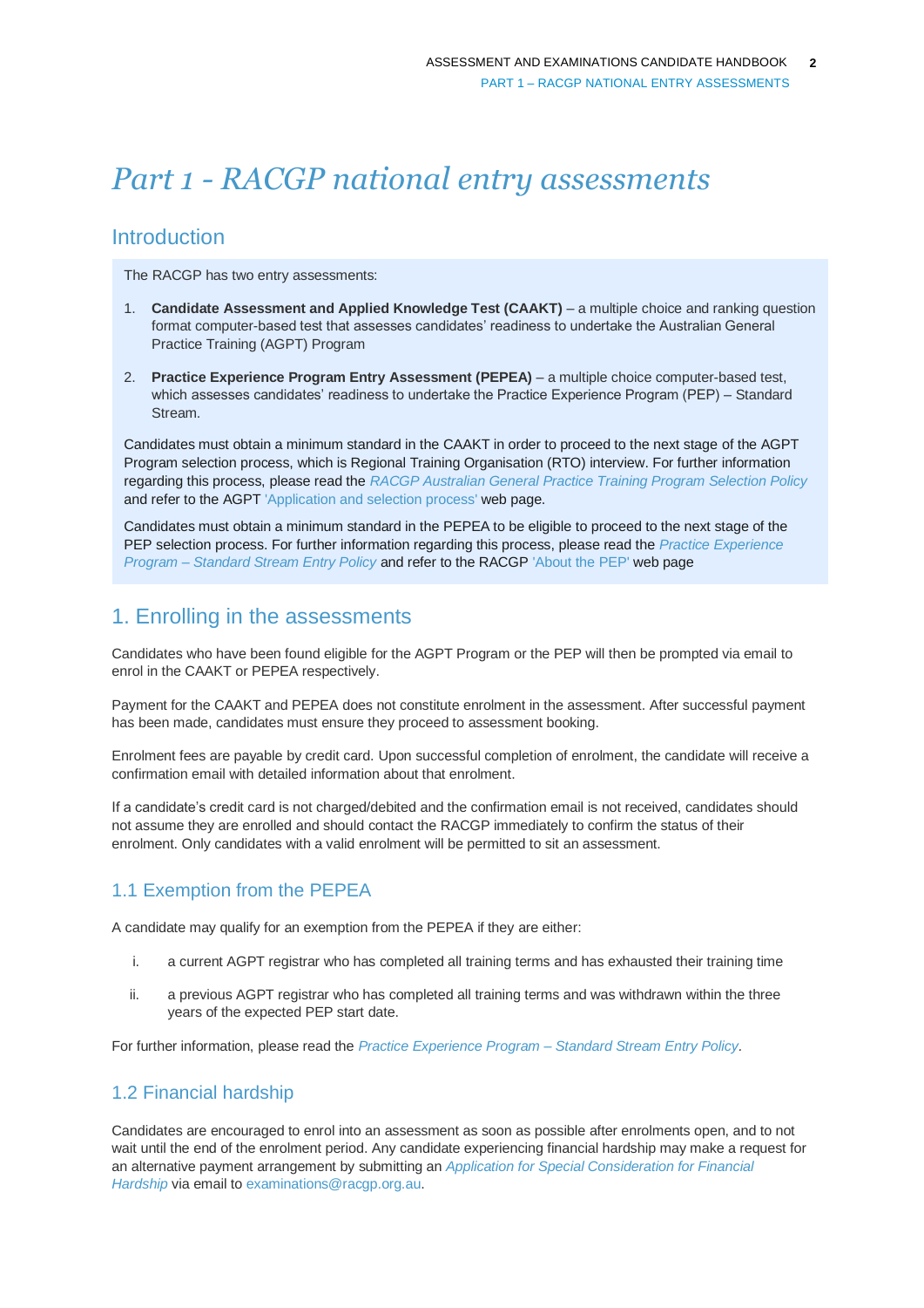# *Part 1 - RACGP national entry assessments*

## Introduction

The RACGP has two entry assessments:

1. **Candidate Assessment and Applied Knowledge Test (CAAKT)** – a multiple choice and ranking question format computer-based test that assesses candidates' readiness to undertake the Australian General Practice Training (AGPT) Program

2. **Practice Experience Program Entry Assessment (PEPEA)** – a multiple choice computer-based test, which assesses candidates' readiness to undertake the Practice Experience Program (PEP) – Standard Stream.

Candidates must obtain a minimum standard in the CAAKT in order to proceed to the next stage of the AGPT Program selection process, which is Regional Training Organisation (RTO) interview. For further information regarding this process, please read the *RACGP Australian General Practice Training Program Selection Policy* and refer to the AGPT 'Application and selection process' web page.

Candidates must obtain a minimum standard in the PEPEA to be eligible to proceed to the next stage of the PEP selection process. For further information regarding this process, please read the *Practice Experience Program – Standard Stream Entry Policy* and refer to the RACGP 'About the PEP' web page

## 1. Enrolling in the assessments

Candidates who have been found eligible for the AGPT Program or the PEP will then be prompted via email to enrol in the CAAKT or PEPEA respectively.

Payment for the CAAKT and PEPEA does not constitute enrolment in the assessment. After successful payment has been made, candidates must ensure they proceed to assessment booking.

Enrolment fees are payable by credit card. Upon successful completion of enrolment, the candidate will receive a confirmation email with detailed information about that enrolment.

If a candidate's credit card is not charged/debited and the confirmation email is not received, candidates should not assume they are enrolled and should contact the RACGP immediately to confirm the status of their enrolment. Only candidates with a valid enrolment will be permitted to sit an assessment.

### 1.1 Exemption from the PEPEA

A candidate may qualify for an exemption from the PEPEA if they are either:

i. a current AGPT registrar who has completed all training terms and has exhausted their training time

ii. a previous AGPT registrar who has completed all training terms and was withdrawn within the three years of the expected PEP start date.

For further information, please read the *Practice Experience Program – Standard Stream Entry Policy*.

### 1.2 Financial hardship

Candidates are encouraged to enrol into an assessment as soon as possible after enrolments open, and to not wait until the end of the enrolment period. Any candidate experiencing financial hardship may make a request for an alternative payment arrangement by submitting an *Application for Special Consideration for Financial Hardship* via email to examinations@racgp.org.au.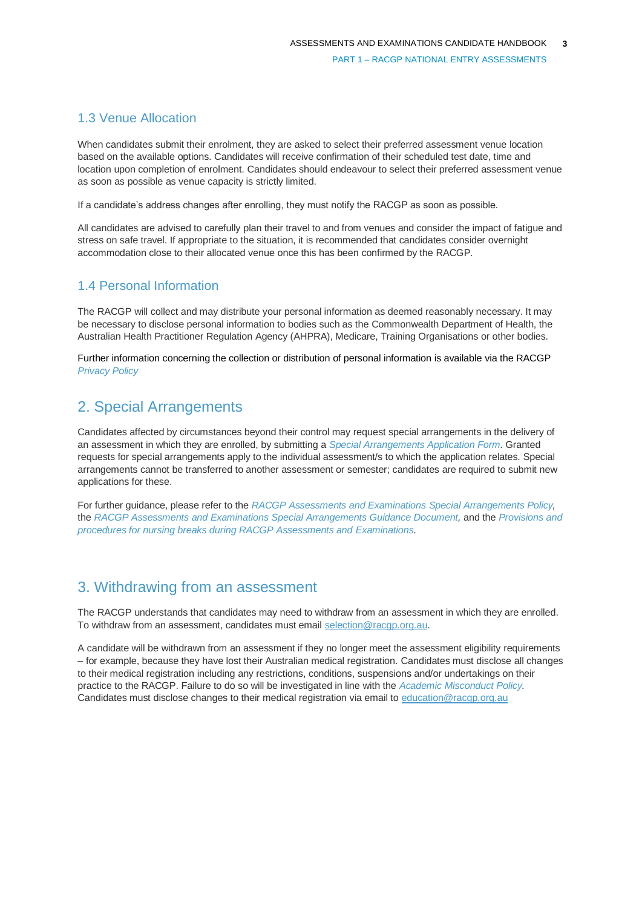## 1.3 Venue Allocation

When candidates submit their enrolment, they are asked to select their preferred assessment venue location based on the available options. Candidates will receive confirmation of their scheduled test date, time and location upon completion of enrolment. Candidates should endeavour to select their preferred assessment venue as soon as possible as venue capacity is strictly limited.

If a candidate's address changes after enrolling, they must notify the RACGP as soon as possible.

All candidates are advised to carefully plan their travel to and from venues and consider the impact of fatigue and stress on safe travel. If appropriate to the situation, it is recommended that candidates consider overnight accommodation close to their allocated venue once this has been confirmed by the RACGP.

## 1.4 Personal Information

The RACGP will collect and may distribute your personal information as deemed reasonably necessary. It may be necessary to disclose personal information to bodies such as the Commonwealth Department of Health, the Australian Health Practitioner Regulation Agency (AHPRA), Medicare, Training Organisations or other bodies.

Further information concerning the collection or distribution of personal information is available via the RACGP *Privacy Policy*

# 2. Special Arrangements

Candidates affected by circumstances beyond their control may request special arrangements in the delivery of an assessment in which they are enrolled, by submitting a *Special Arrangements Application Form*. Granted requests for special arrangements apply to the individual assessment/s to which the application relates. Special arrangements cannot be transferred to another assessment or semester; candidates are required to submit new applications for these.

For further guidance, please refer to the *RACGP Assessments and Examinations Special Arrangements Policy*, the *RACGP Assessments and Examinations Special Arrangements Guidance Document,* and the *Provisions and procedures for nursing breaks during RACGP Assessments and Examinations*.

# 3. Withdrawing from an assessment

The RACGP understands that candidates may need to withdraw from an assessment in which they are enrolled. To withdraw from an assessment, candidates must email selection@racgp.org.au.

A candidate will be withdrawn from an assessment if they no longer meet the assessment eligibility requirements – for example, because they have lost their Australian medical registration. Candidates must disclose all changes to their medical registration including any restrictions, conditions, suspensions and/or undertakings on their practice to the RACGP. Failure to do so will be investigated in line with the *Academic Misconduct Policy*. Candidates must disclose changes to their medical registration via email to education@racgp.org.au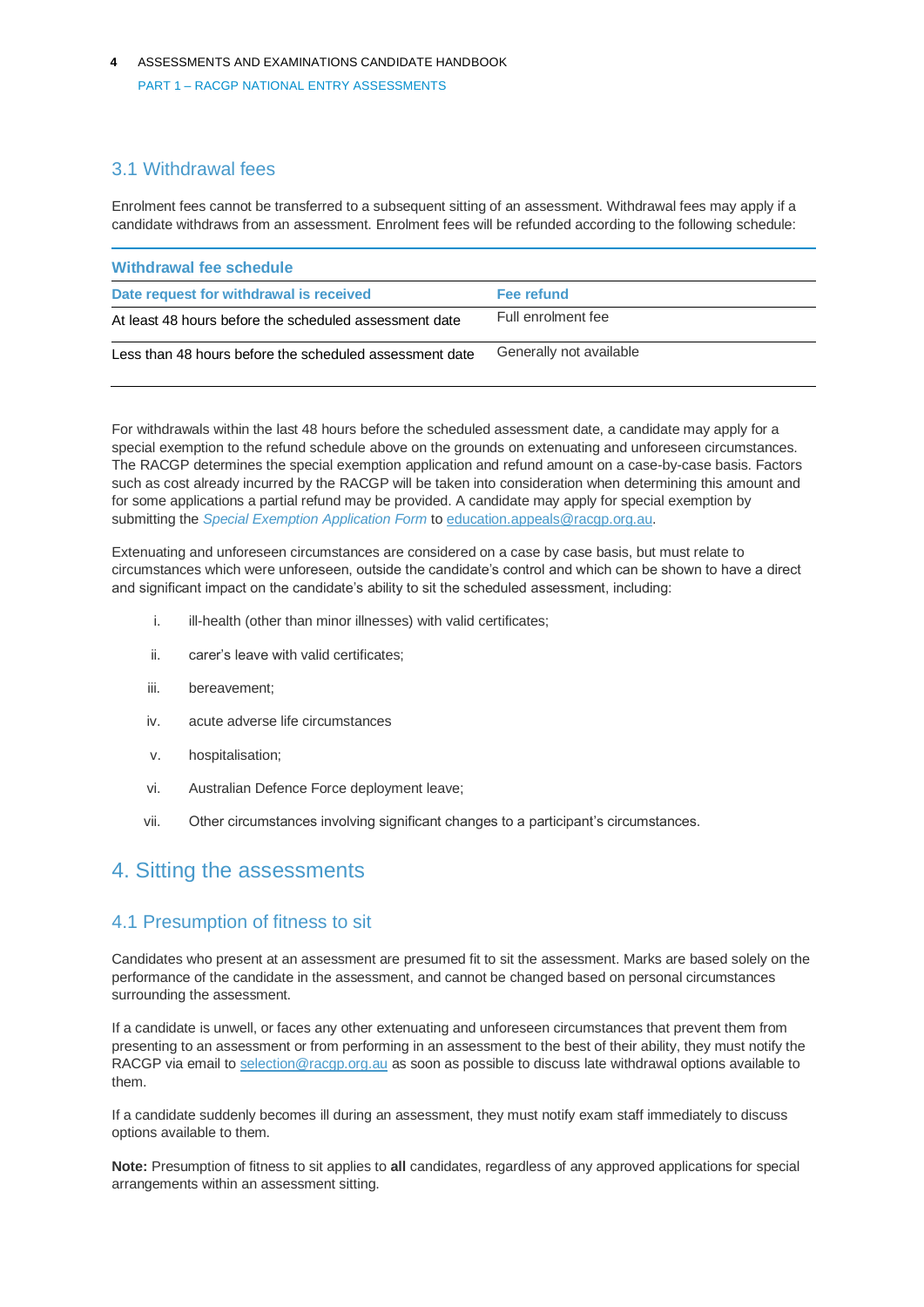## 3.1 Withdrawal fees

Enrolment fees cannot be transferred to a subsequent sitting of an assessment. Withdrawal fees may apply if a candidate withdraws from an assessment. Enrolment fees will be refunded according to the following schedule:

**Withdrawal fee schedule**

| Date request for withdrawal is received | Fee refund |
|---|---|
| At least 48 hours before the scheduled assessment date | Full enrolment fee |
| Less than 48 hours before the scheduled assessment date | Generally not available |

For withdrawals within the last 48 hours before the scheduled assessment date, a candidate may apply for a special exemption to the refund schedule above on the grounds on extenuating and unforeseen circumstances. The RACGP determines the special exemption application and refund amount on a case-by-case basis. Factors such as cost already incurred by the RACGP will be taken into consideration when determining this amount and for some applications a partial refund may be provided. A candidate may apply for special exemption by submitting the *Special Exemption Application Form* to education.appeals@racgp.org.au.

Extenuating and unforeseen circumstances are considered on a case by case basis, but must relate to circumstances which were unforeseen, outside the candidate's control and which can be shown to have a direct and significant impact on the candidate's ability to sit the scheduled assessment, including:

i. ill-health (other than minor illnesses) with valid certificates;

ii. carer's leave with valid certificates;

iii. bereavement;

iv. acute adverse life circumstances

v. hospitalisation;

vi. Australian Defence Force deployment leave;

vii. Other circumstances involving significant changes to a participant's circumstances.

# 4. Sitting the assessments

## 4.1 Presumption of fitness to sit

Candidates who present at an assessment are presumed fit to sit the assessment. Marks are based solely on the performance of the candidate in the assessment, and cannot be changed based on personal circumstances surrounding the assessment.

If a candidate is unwell, or faces any other extenuating and unforeseen circumstances that prevent them from presenting to an assessment or from performing in an assessment to the best of their ability, they must notify the RACGP via email to selection@racgp.org.au as soon as possible to discuss late withdrawal options available to them.

If a candidate suddenly becomes ill during an assessment, they must notify exam staff immediately to discuss options available to them.

**Note:** Presumption of fitness to sit applies to **all** candidates, regardless of any approved applications for special arrangements within an assessment sitting.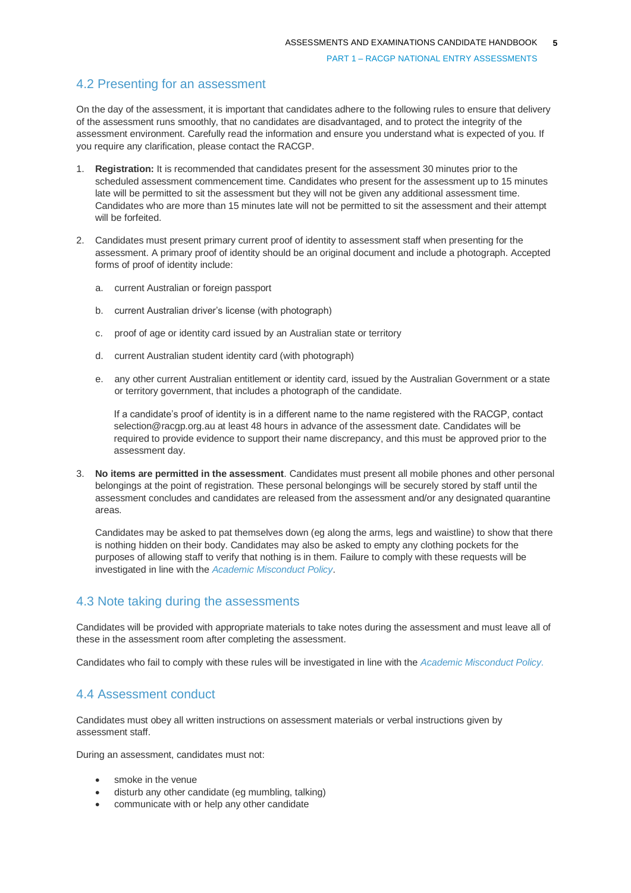## 4.2 Presenting for an assessment

On the day of the assessment, it is important that candidates adhere to the following rules to ensure that delivery of the assessment runs smoothly, that no candidates are disadvantaged, and to protect the integrity of the assessment environment. Carefully read the information and ensure you understand what is expected of you. If you require any clarification, please contact the RACGP.

1. **Registration:** It is recommended that candidates present for the assessment 30 minutes prior to the scheduled assessment commencement time. Candidates who present for the assessment up to 15 minutes late will be permitted to sit the assessment but they will not be given any additional assessment time. Candidates who are more than 15 minutes late will not be permitted to sit the assessment and their attempt will be forfeited.

2. Candidates must present primary current proof of identity to assessment staff when presenting for the assessment. A primary proof of identity should be an original document and include a photograph. Accepted forms of proof of identity include:

   a. current Australian or foreign passport

   b. current Australian driver's license (with photograph)

   c. proof of age or identity card issued by an Australian state or territory

   d. current Australian student identity card (with photograph)

   e. any other current Australian entitlement or identity card, issued by the Australian Government or a state or territory government, that includes a photograph of the candidate.

   If a candidate's proof of identity is in a different name to the name registered with the RACGP, contact selection@racgp.org.au at least 48 hours in advance of the assessment date. Candidates will be required to provide evidence to support their name discrepancy, and this must be approved prior to the assessment day.

3. **No items are permitted in the assessment**. Candidates must present all mobile phones and other personal belongings at the point of registration. These personal belongings will be securely stored by staff until the assessment concludes and candidates are released from the assessment and/or any designated quarantine areas.

   Candidates may be asked to pat themselves down (eg along the arms, legs and waistline) to show that there is nothing hidden on their body. Candidates may also be asked to empty any clothing pockets for the purposes of allowing staff to verify that nothing is in them. Failure to comply with these requests will be investigated in line with the *Academic Misconduct Policy*.

## 4.3 Note taking during the assessments

Candidates will be provided with appropriate materials to take notes during the assessment and must leave all of these in the assessment room after completing the assessment.

Candidates who fail to comply with these rules will be investigated in line with the *Academic Misconduct Policy.*

## 4.4 Assessment conduct

Candidates must obey all written instructions on assessment materials or verbal instructions given by assessment staff.

During an assessment, candidates must not:

- smoke in the venue
- disturb any other candidate (eg mumbling, talking)
- communicate with or help any other candidate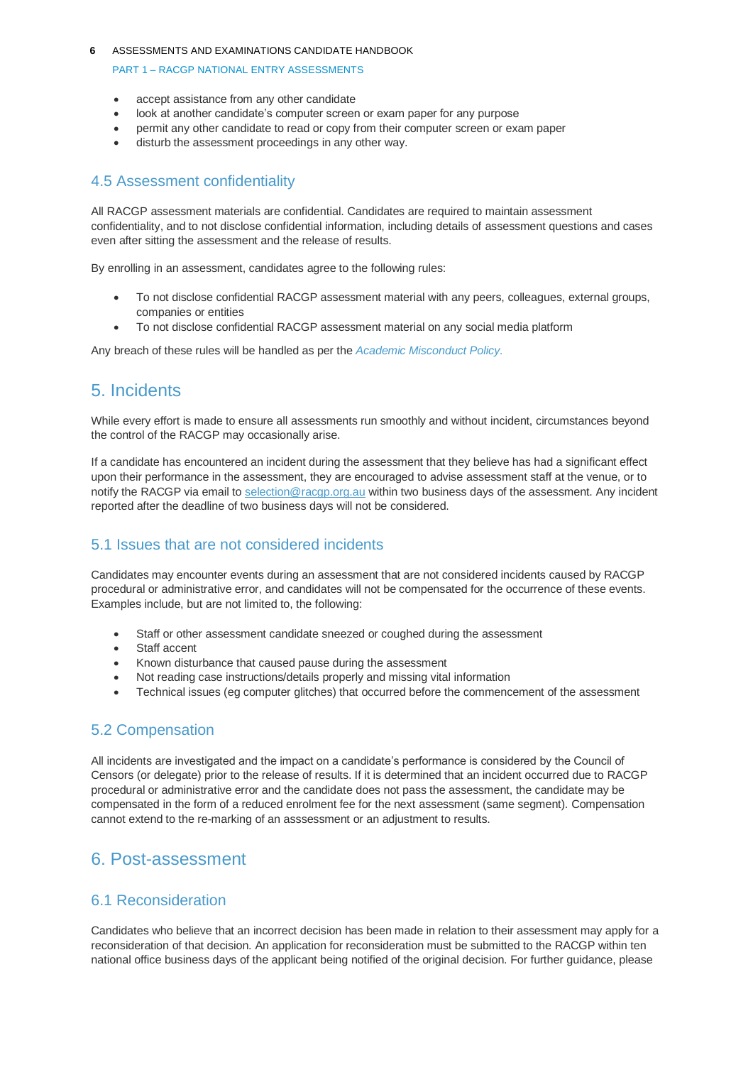- accept assistance from any other candidate
- look at another candidate's computer screen or exam paper for any purpose
- permit any other candidate to read or copy from their computer screen or exam paper
- disturb the assessment proceedings in any other way.

### 4.5 Assessment confidentiality

All RACGP assessment materials are confidential. Candidates are required to maintain assessment confidentiality, and to not disclose confidential information, including details of assessment questions and cases even after sitting the assessment and the release of results.

By enrolling in an assessment, candidates agree to the following rules:

- To not disclose confidential RACGP assessment material with any peers, colleagues, external groups, companies or entities
- To not disclose confidential RACGP assessment material on any social media platform

Any breach of these rules will be handled as per the *Academic Misconduct Policy.*

## 5. Incidents

While every effort is made to ensure all assessments run smoothly and without incident, circumstances beyond the control of the RACGP may occasionally arise.

If a candidate has encountered an incident during the assessment that they believe has had a significant effect upon their performance in the assessment, they are encouraged to advise assessment staff at the venue, or to notify the RACGP via email to selection@racgp.org.au within two business days of the assessment. Any incident reported after the deadline of two business days will not be considered.

### 5.1 Issues that are not considered incidents

Candidates may encounter events during an assessment that are not considered incidents caused by RACGP procedural or administrative error, and candidates will not be compensated for the occurrence of these events. Examples include, but are not limited to, the following:

- Staff or other assessment candidate sneezed or coughed during the assessment
- Staff accent
- Known disturbance that caused pause during the assessment
- Not reading case instructions/details properly and missing vital information
- Technical issues (eg computer glitches) that occurred before the commencement of the assessment

### 5.2 Compensation

All incidents are investigated and the impact on a candidate's performance is considered by the Council of Censors (or delegate) prior to the release of results. If it is determined that an incident occurred due to RACGP procedural or administrative error and the candidate does not pass the assessment, the candidate may be compensated in the form of a reduced enrolment fee for the next assessment (same segment). Compensation cannot extend to the re-marking of an asssessment or an adjustment to results.

## 6. Post-assessment

### 6.1 Reconsideration

Candidates who believe that an incorrect decision has been made in relation to their assessment may apply for a reconsideration of that decision. An application for reconsideration must be submitted to the RACGP within ten national office business days of the applicant being notified of the original decision. For further guidance, please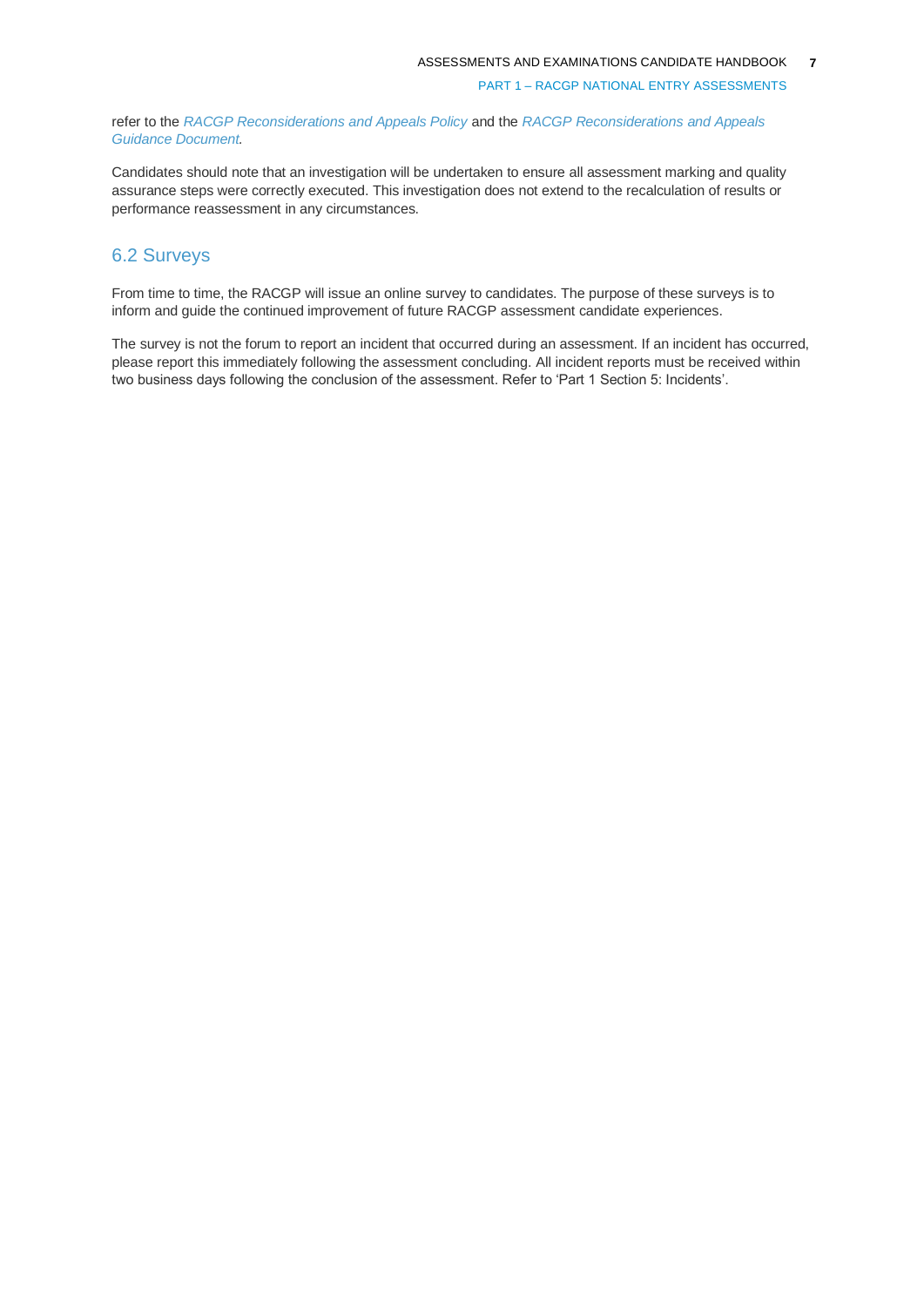refer to the *RACGP Reconsiderations and Appeals Policy* and the *RACGP Reconsiderations and Appeals Guidance Document*.

Candidates should note that an investigation will be undertaken to ensure all assessment marking and quality assurance steps were correctly executed. This investigation does not extend to the recalculation of results or performance reassessment in any circumstances.

## 6.2 Surveys

From time to time, the RACGP will issue an online survey to candidates. The purpose of these surveys is to inform and guide the continued improvement of future RACGP assessment candidate experiences.

The survey is not the forum to report an incident that occurred during an assessment. If an incident has occurred, please report this immediately following the assessment concluding. All incident reports must be received within two business days following the conclusion of the assessment. Refer to 'Part 1 Section 5: Incidents'.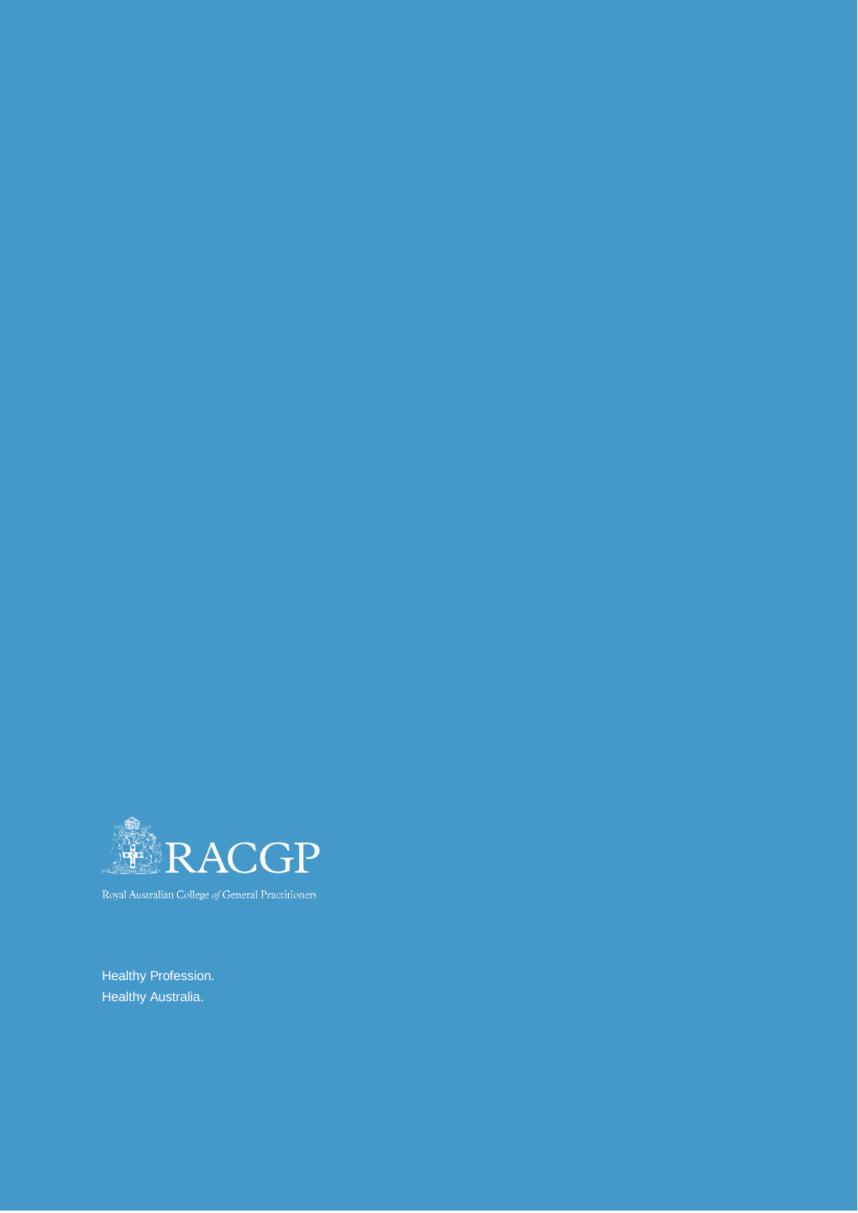RACGP

Royal Australian College *of* General Practitioners

Healthy Profession.
Healthy Australia.